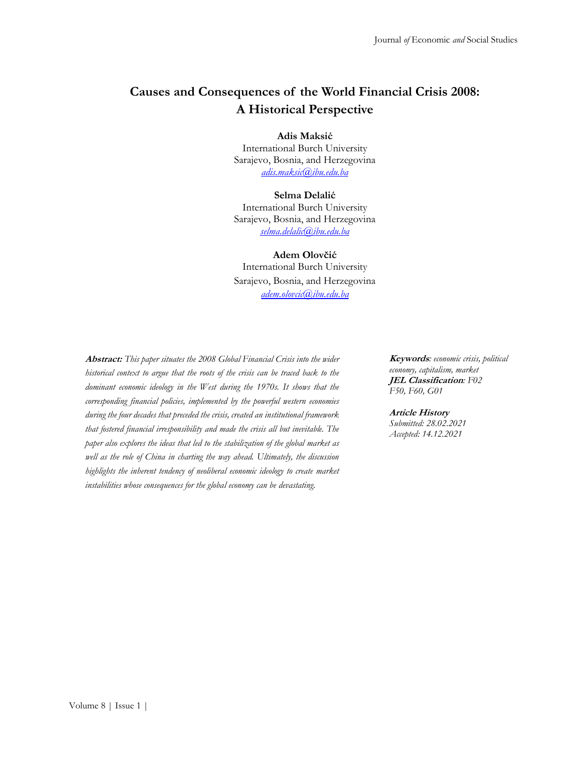# Causes and Consequences of the World Financial Crisis 2008: A Historical Perspective

**Adis Maksić**
International Burch University
Sarajevo, Bosnia, and Herzegovina
adis.maksic@ibu.edu.ba

**Selma Delalić**
International Burch University
Sarajevo, Bosnia, and Herzegovina
selma.delalic@ibu.edu.ba

**Adem Olovčić**
International Burch University
Sarajevo, Bosnia, and Herzegovina
adem.olovcic@ibu.edu.ba

***Abstract:*** *This paper situates the 2008 Global Financial Crisis into the wider historical context to argue that the roots of the crisis can be traced back to the dominant economic ideology in the West during the 1970s. It shows that the corresponding financial policies, implemented by the powerful western economies during the four decades that preceded the crisis, created an institutional framework that fostered financial irresponsibility and made the crisis all but inevitable. The paper also explores the ideas that led to the stabilization of the global market as well as the role of China in charting the way ahead. Ultimately, the discussion highlights the inherent tendency of neoliberal economic ideology to create market instabilities whose consequences for the global economy can be devastating.*

***Keywords****: economic crisis, political economy, capitalism, market*
***JEL Classification****: F02 F50, F60, G01*

***Article History***
*Submitted: 28.02.2021*
*Accepted: 14.12.2021*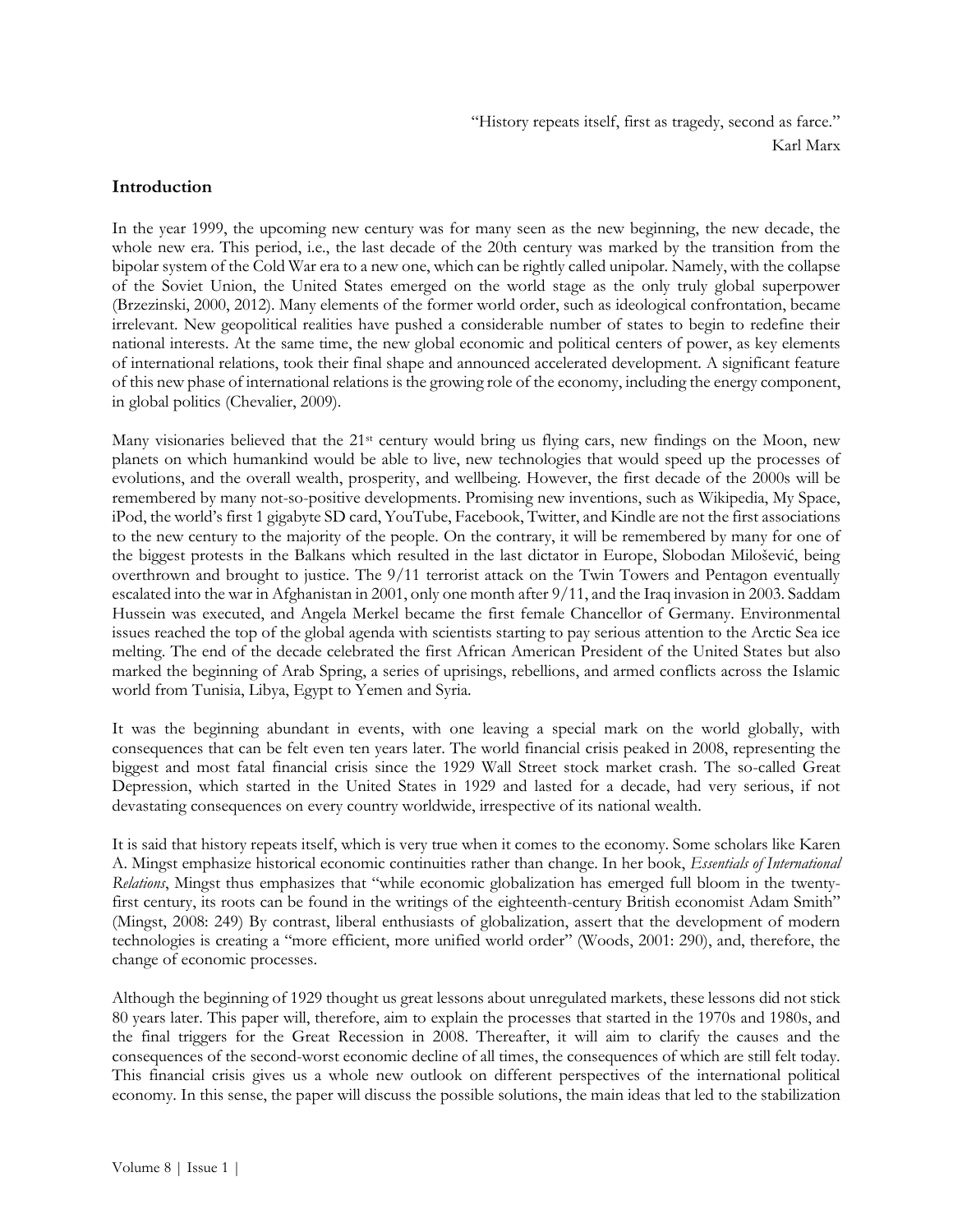"History repeats itself, first as tragedy, second as farce."
Karl Marx

## Introduction

In the year 1999, the upcoming new century was for many seen as the new beginning, the new decade, the whole new era. This period, i.e., the last decade of the 20th century was marked by the transition from the bipolar system of the Cold War era to a new one, which can be rightly called unipolar. Namely, with the collapse of the Soviet Union, the United States emerged on the world stage as the only truly global superpower (Brzezinski, 2000, 2012). Many elements of the former world order, such as ideological confrontation, became irrelevant. New geopolitical realities have pushed a considerable number of states to begin to redefine their national interests. At the same time, the new global economic and political centers of power, as key elements of international relations, took their final shape and announced accelerated development. A significant feature of this new phase of international relations is the growing role of the economy, including the energy component, in global politics (Chevalier, 2009).

Many visionaries believed that the 21st century would bring us flying cars, new findings on the Moon, new planets on which humankind would be able to live, new technologies that would speed up the processes of evolutions, and the overall wealth, prosperity, and wellbeing. However, the first decade of the 2000s will be remembered by many not-so-positive developments. Promising new inventions, such as Wikipedia, My Space, iPod, the world's first 1 gigabyte SD card, YouTube, Facebook, Twitter, and Kindle are not the first associations to the new century to the majority of the people. On the contrary, it will be remembered by many for one of the biggest protests in the Balkans which resulted in the last dictator in Europe, Slobodan Milošević, being overthrown and brought to justice. The 9/11 terrorist attack on the Twin Towers and Pentagon eventually escalated into the war in Afghanistan in 2001, only one month after 9/11, and the Iraq invasion in 2003. Saddam Hussein was executed, and Angela Merkel became the first female Chancellor of Germany. Environmental issues reached the top of the global agenda with scientists starting to pay serious attention to the Arctic Sea ice melting. The end of the decade celebrated the first African American President of the United States but also marked the beginning of Arab Spring, a series of uprisings, rebellions, and armed conflicts across the Islamic world from Tunisia, Libya, Egypt to Yemen and Syria.

It was the beginning abundant in events, with one leaving a special mark on the world globally, with consequences that can be felt even ten years later. The world financial crisis peaked in 2008, representing the biggest and most fatal financial crisis since the 1929 Wall Street stock market crash. The so-called Great Depression, which started in the United States in 1929 and lasted for a decade, had very serious, if not devastating consequences on every country worldwide, irrespective of its national wealth.

It is said that history repeats itself, which is very true when it comes to the economy. Some scholars like Karen A. Mingst emphasize historical economic continuities rather than change. In her book, *Essentials of International Relations*, Mingst thus emphasizes that "while economic globalization has emerged full bloom in the twenty-first century, its roots can be found in the writings of the eighteenth-century British economist Adam Smith" (Mingst, 2008: 249) By contrast, liberal enthusiasts of globalization, assert that the development of modern technologies is creating a "more efficient, more unified world order" (Woods, 2001: 290), and, therefore, the change of economic processes.

Although the beginning of 1929 thought us great lessons about unregulated markets, these lessons did not stick 80 years later. This paper will, therefore, aim to explain the processes that started in the 1970s and 1980s, and the final triggers for the Great Recession in 2008. Thereafter, it will aim to clarify the causes and the consequences of the second-worst economic decline of all times, the consequences of which are still felt today. This financial crisis gives us a whole new outlook on different perspectives of the international political economy. In this sense, the paper will discuss the possible solutions, the main ideas that led to the stabilization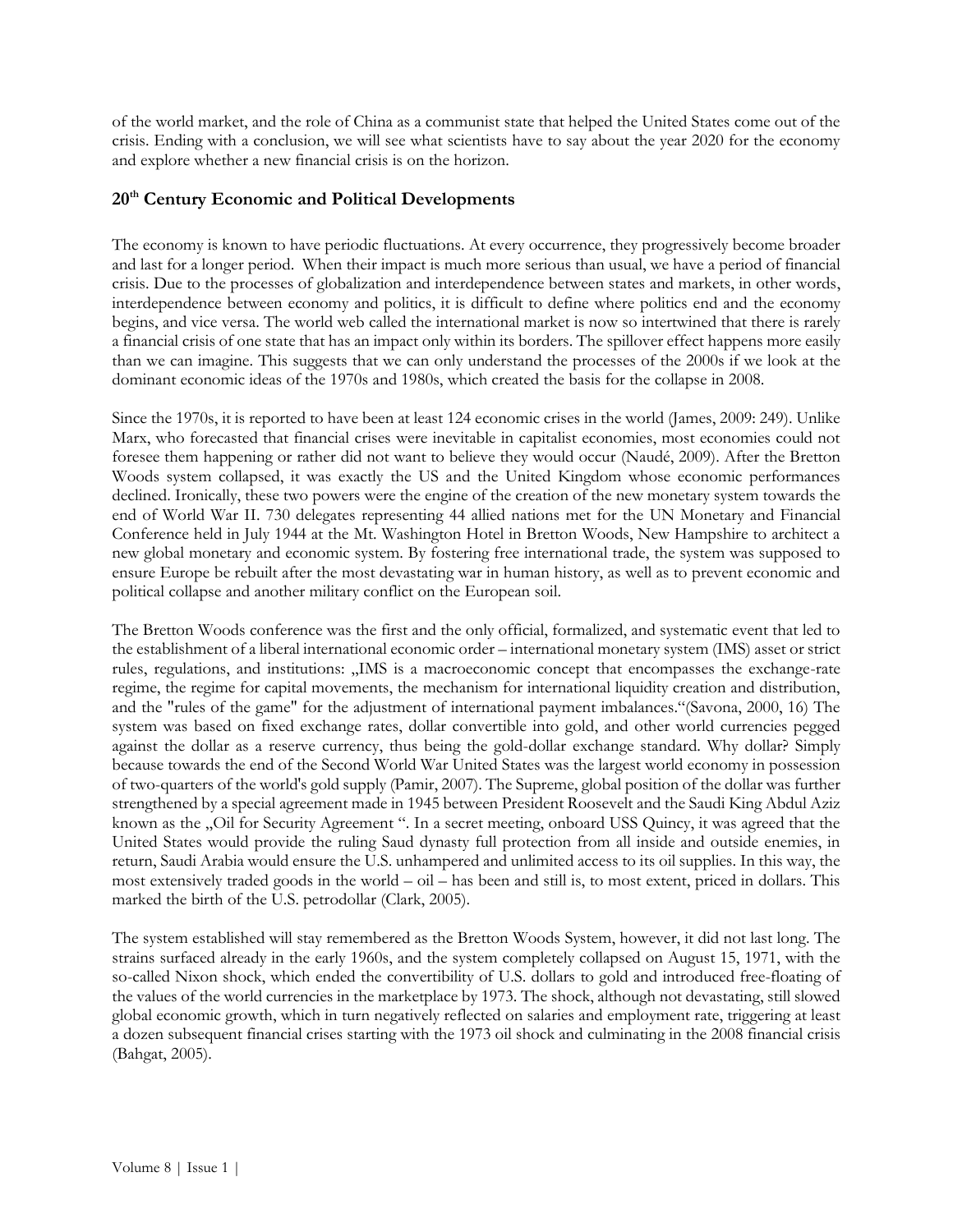of the world market, and the role of China as a communist state that helped the United States come out of the crisis. Ending with a conclusion, we will see what scientists have to say about the year 2020 for the economy and explore whether a new financial crisis is on the horizon.

## 20th Century Economic and Political Developments

The economy is known to have periodic fluctuations. At every occurrence, they progressively become broader and last for a longer period. When their impact is much more serious than usual, we have a period of financial crisis. Due to the processes of globalization and interdependence between states and markets, in other words, interdependence between economy and politics, it is difficult to define where politics end and the economy begins, and vice versa. The world web called the international market is now so intertwined that there is rarely a financial crisis of one state that has an impact only within its borders. The spillover effect happens more easily than we can imagine. This suggests that we can only understand the processes of the 2000s if we look at the dominant economic ideas of the 1970s and 1980s, which created the basis for the collapse in 2008.

Since the 1970s, it is reported to have been at least 124 economic crises in the world (James, 2009: 249). Unlike Marx, who forecasted that financial crises were inevitable in capitalist economies, most economies could not foresee them happening or rather did not want to believe they would occur (Naudé, 2009). After the Bretton Woods system collapsed, it was exactly the US and the United Kingdom whose economic performances declined. Ironically, these two powers were the engine of the creation of the new monetary system towards the end of World War II. 730 delegates representing 44 allied nations met for the UN Monetary and Financial Conference held in July 1944 at the Mt. Washington Hotel in Bretton Woods, New Hampshire to architect a new global monetary and economic system. By fostering free international trade, the system was supposed to ensure Europe be rebuilt after the most devastating war in human history, as well as to prevent economic and political collapse and another military conflict on the European soil.

The Bretton Woods conference was the first and the only official, formalized, and systematic event that led to the establishment of a liberal international economic order – international monetary system (IMS) asset or strict rules, regulations, and institutions: „IMS is a macroeconomic concept that encompasses the exchange-rate regime, the regime for capital movements, the mechanism for international liquidity creation and distribution, and the "rules of the game" for the adjustment of international payment imbalances."(Savona, 2000, 16) The system was based on fixed exchange rates, dollar convertible into gold, and other world currencies pegged against the dollar as a reserve currency, thus being the gold-dollar exchange standard. Why dollar? Simply because towards the end of the Second World War United States was the largest world economy in possession of two-quarters of the world's gold supply (Pamir, 2007). The Supreme, global position of the dollar was further strengthened by a special agreement made in 1945 between President Roosevelt and the Saudi King Abdul Aziz known as the „Oil for Security Agreement ". In a secret meeting, onboard USS Quincy, it was agreed that the United States would provide the ruling Saud dynasty full protection from all inside and outside enemies, in return, Saudi Arabia would ensure the U.S. unhampered and unlimited access to its oil supplies. In this way, the most extensively traded goods in the world – oil – has been and still is, to most extent, priced in dollars. This marked the birth of the U.S. petrodollar (Clark, 2005).

The system established will stay remembered as the Bretton Woods System, however, it did not last long. The strains surfaced already in the early 1960s, and the system completely collapsed on August 15, 1971, with the so-called Nixon shock, which ended the convertibility of U.S. dollars to gold and introduced free-floating of the values of the world currencies in the marketplace by 1973. The shock, although not devastating, still slowed global economic growth, which in turn negatively reflected on salaries and employment rate, triggering at least a dozen subsequent financial crises starting with the 1973 oil shock and culminating in the 2008 financial crisis (Bahgat, 2005).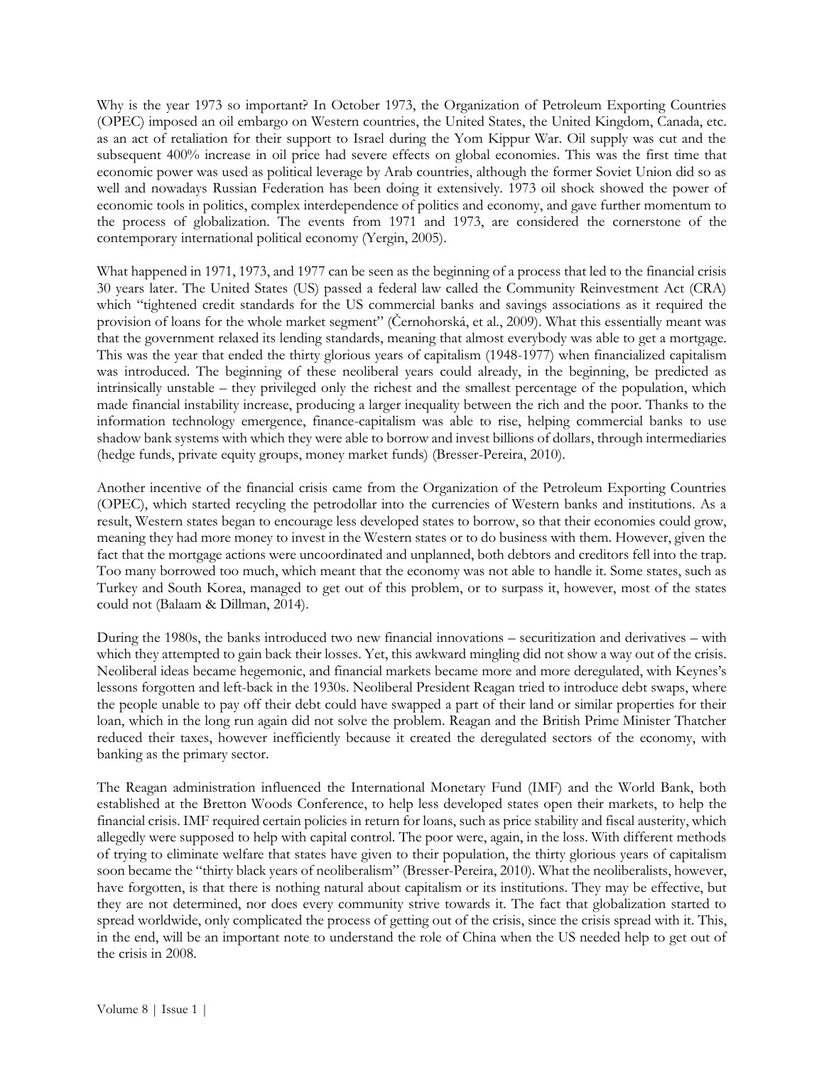Why is the year 1973 so important? In October 1973, the Organization of Petroleum Exporting Countries (OPEC) imposed an oil embargo on Western countries, the United States, the United Kingdom, Canada, etc. as an act of retaliation for their support to Israel during the Yom Kippur War. Oil supply was cut and the subsequent 400% increase in oil price had severe effects on global economies. This was the first time that economic power was used as political leverage by Arab countries, although the former Soviet Union did so as well and nowadays Russian Federation has been doing it extensively. 1973 oil shock showed the power of economic tools in politics, complex interdependence of politics and economy, and gave further momentum to the process of globalization. The events from 1971 and 1973, are considered the cornerstone of the contemporary international political economy (Yergin, 2005).

What happened in 1971, 1973, and 1977 can be seen as the beginning of a process that led to the financial crisis 30 years later. The United States (US) passed a federal law called the Community Reinvestment Act (CRA) which "tightened credit standards for the US commercial banks and savings associations as it required the provision of loans for the whole market segment" (Černohorská, et al., 2009). What this essentially meant was that the government relaxed its lending standards, meaning that almost everybody was able to get a mortgage. This was the year that ended the thirty glorious years of capitalism (1948-1977) when financialized capitalism was introduced. The beginning of these neoliberal years could already, in the beginning, be predicted as intrinsically unstable – they privileged only the richest and the smallest percentage of the population, which made financial instability increase, producing a larger inequality between the rich and the poor. Thanks to the information technology emergence, finance-capitalism was able to rise, helping commercial banks to use shadow bank systems with which they were able to borrow and invest billions of dollars, through intermediaries (hedge funds, private equity groups, money market funds) (Bresser-Pereira, 2010).

Another incentive of the financial crisis came from the Organization of the Petroleum Exporting Countries (OPEC), which started recycling the petrodollar into the currencies of Western banks and institutions. As a result, Western states began to encourage less developed states to borrow, so that their economies could grow, meaning they had more money to invest in the Western states or to do business with them. However, given the fact that the mortgage actions were uncoordinated and unplanned, both debtors and creditors fell into the trap. Too many borrowed too much, which meant that the economy was not able to handle it. Some states, such as Turkey and South Korea, managed to get out of this problem, or to surpass it, however, most of the states could not (Balaam & Dillman, 2014).

During the 1980s, the banks introduced two new financial innovations – securitization and derivatives – with which they attempted to gain back their losses. Yet, this awkward mingling did not show a way out of the crisis. Neoliberal ideas became hegemonic, and financial markets became more and more deregulated, with Keynes's lessons forgotten and left-back in the 1930s. Neoliberal President Reagan tried to introduce debt swaps, where the people unable to pay off their debt could have swapped a part of their land or similar properties for their loan, which in the long run again did not solve the problem. Reagan and the British Prime Minister Thatcher reduced their taxes, however inefficiently because it created the deregulated sectors of the economy, with banking as the primary sector.

The Reagan administration influenced the International Monetary Fund (IMF) and the World Bank, both established at the Bretton Woods Conference, to help less developed states open their markets, to help the financial crisis. IMF required certain policies in return for loans, such as price stability and fiscal austerity, which allegedly were supposed to help with capital control. The poor were, again, in the loss. With different methods of trying to eliminate welfare that states have given to their population, the thirty glorious years of capitalism soon became the "thirty black years of neoliberalism" (Bresser-Pereira, 2010). What the neoliberalists, however, have forgotten, is that there is nothing natural about capitalism or its institutions. They may be effective, but they are not determined, nor does every community strive towards it. The fact that globalization started to spread worldwide, only complicated the process of getting out of the crisis, since the crisis spread with it. This, in the end, will be an important note to understand the role of China when the US needed help to get out of the crisis in 2008.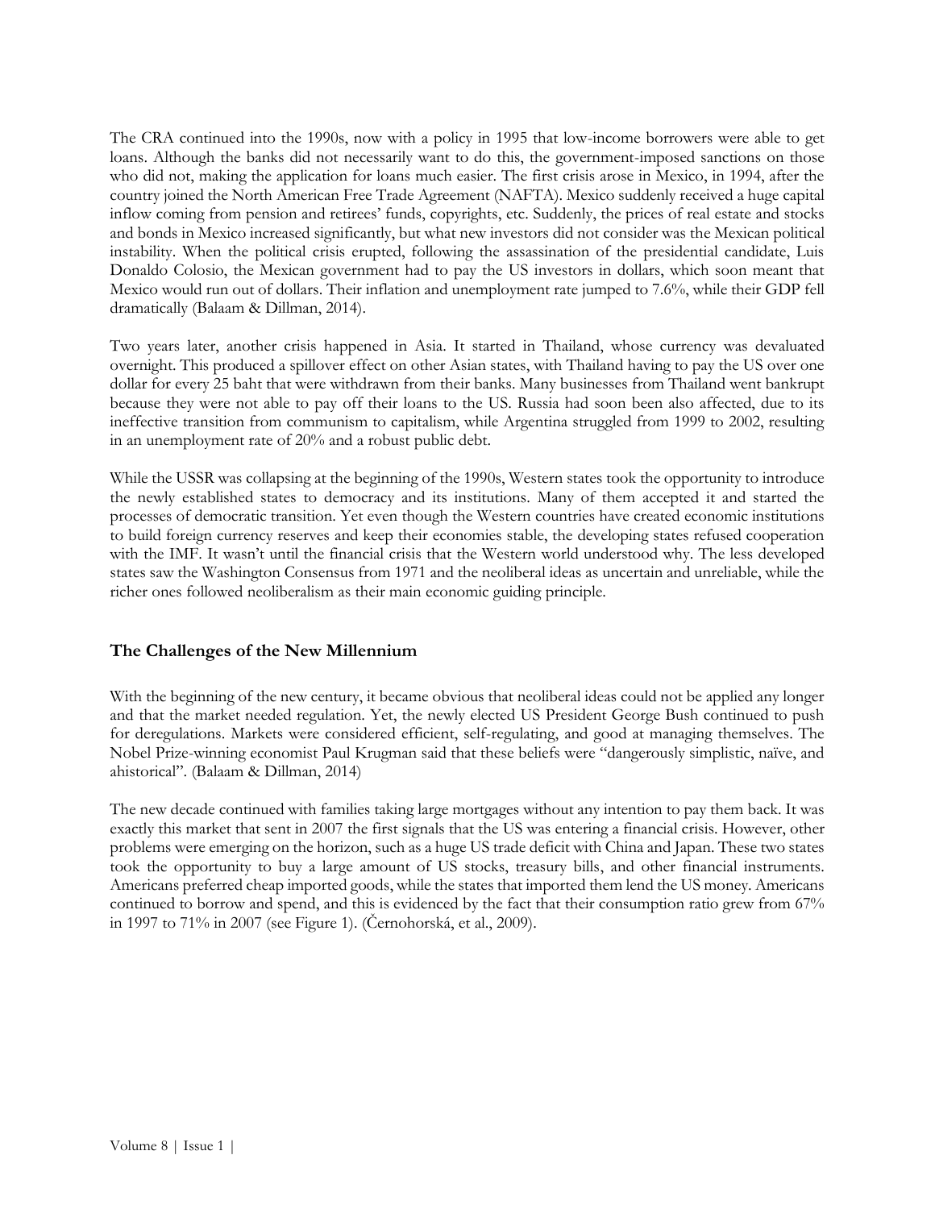The CRA continued into the 1990s, now with a policy in 1995 that low-income borrowers were able to get loans. Although the banks did not necessarily want to do this, the government-imposed sanctions on those who did not, making the application for loans much easier. The first crisis arose in Mexico, in 1994, after the country joined the North American Free Trade Agreement (NAFTA). Mexico suddenly received a huge capital inflow coming from pension and retirees' funds, copyrights, etc. Suddenly, the prices of real estate and stocks and bonds in Mexico increased significantly, but what new investors did not consider was the Mexican political instability. When the political crisis erupted, following the assassination of the presidential candidate, Luis Donaldo Colosio, the Mexican government had to pay the US investors in dollars, which soon meant that Mexico would run out of dollars. Their inflation and unemployment rate jumped to 7.6%, while their GDP fell dramatically (Balaam & Dillman, 2014).

Two years later, another crisis happened in Asia. It started in Thailand, whose currency was devaluated overnight. This produced a spillover effect on other Asian states, with Thailand having to pay the US over one dollar for every 25 baht that were withdrawn from their banks. Many businesses from Thailand went bankrupt because they were not able to pay off their loans to the US. Russia had soon been also affected, due to its ineffective transition from communism to capitalism, while Argentina struggled from 1999 to 2002, resulting in an unemployment rate of 20% and a robust public debt.

While the USSR was collapsing at the beginning of the 1990s, Western states took the opportunity to introduce the newly established states to democracy and its institutions. Many of them accepted it and started the processes of democratic transition. Yet even though the Western countries have created economic institutions to build foreign currency reserves and keep their economies stable, the developing states refused cooperation with the IMF. It wasn't until the financial crisis that the Western world understood why. The less developed states saw the Washington Consensus from 1971 and the neoliberal ideas as uncertain and unreliable, while the richer ones followed neoliberalism as their main economic guiding principle.

### The Challenges of the New Millennium

With the beginning of the new century, it became obvious that neoliberal ideas could not be applied any longer and that the market needed regulation. Yet, the newly elected US President George Bush continued to push for deregulations. Markets were considered efficient, self-regulating, and good at managing themselves. The Nobel Prize-winning economist Paul Krugman said that these beliefs were "dangerously simplistic, naïve, and ahistorical". (Balaam & Dillman, 2014)

The new decade continued with families taking large mortgages without any intention to pay them back. It was exactly this market that sent in 2007 the first signals that the US was entering a financial crisis. However, other problems were emerging on the horizon, such as a huge US trade deficit with China and Japan. These two states took the opportunity to buy a large amount of US stocks, treasury bills, and other financial instruments. Americans preferred cheap imported goods, while the states that imported them lend the US money. Americans continued to borrow and spend, and this is evidenced by the fact that their consumption ratio grew from 67% in 1997 to 71% in 2007 (see Figure 1). (Černohorská, et al., 2009).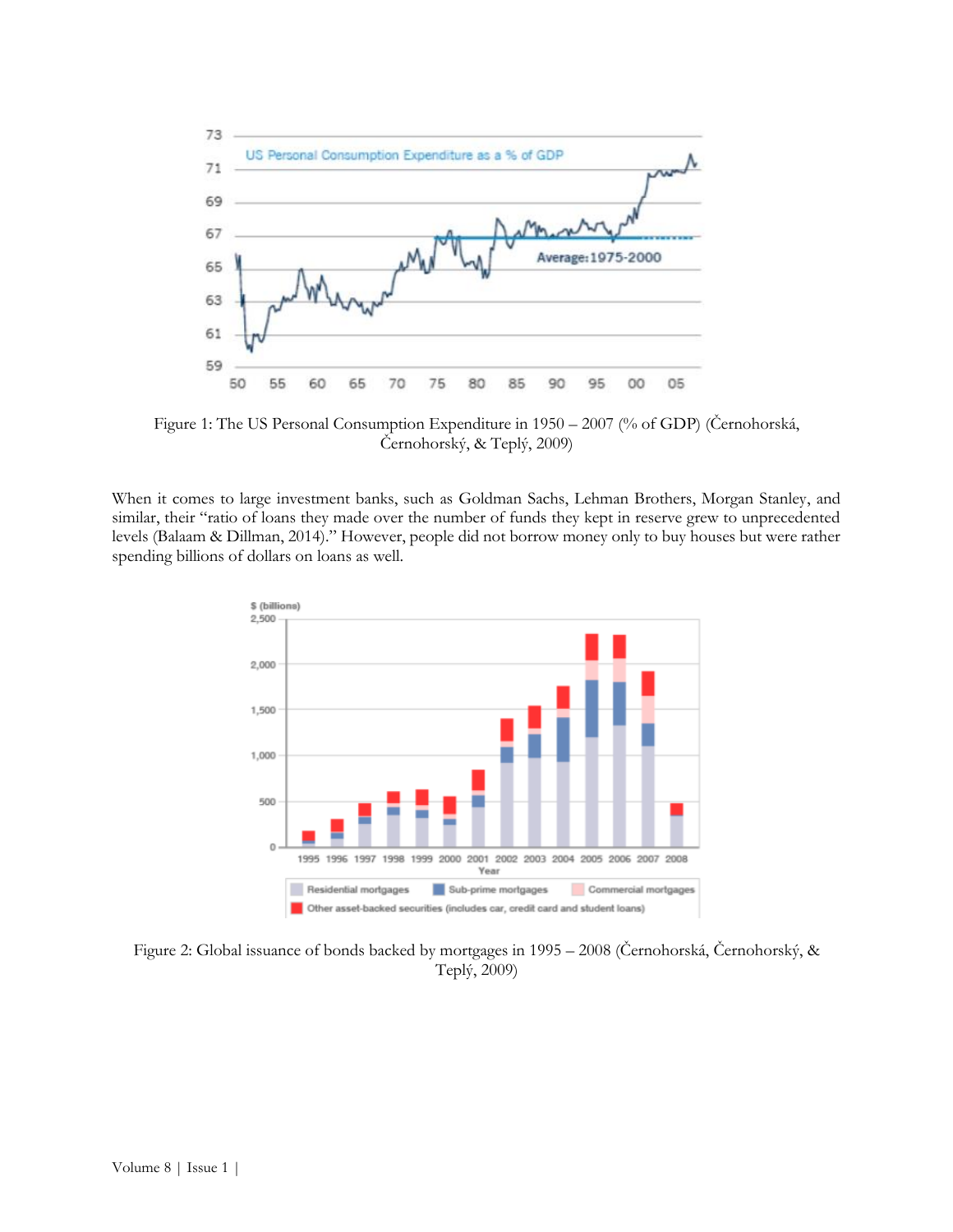Figure 1: The US Personal Consumption Expenditure in 1950 – 2007 (% of GDP) (Černohorská, Černohorský, & Teplý, 2009)

When it comes to large investment banks, such as Goldman Sachs, Lehman Brothers, Morgan Stanley, and similar, their "ratio of loans they made over the number of funds they kept in reserve grew to unprecedented levels (Balaam & Dillman, 2014)." However, people did not borrow money only to buy houses but were rather spending billions of dollars on loans as well.

Figure 2: Global issuance of bonds backed by mortgages in 1995 – 2008 (Černohorská, Černohorský, & Teplý, 2009)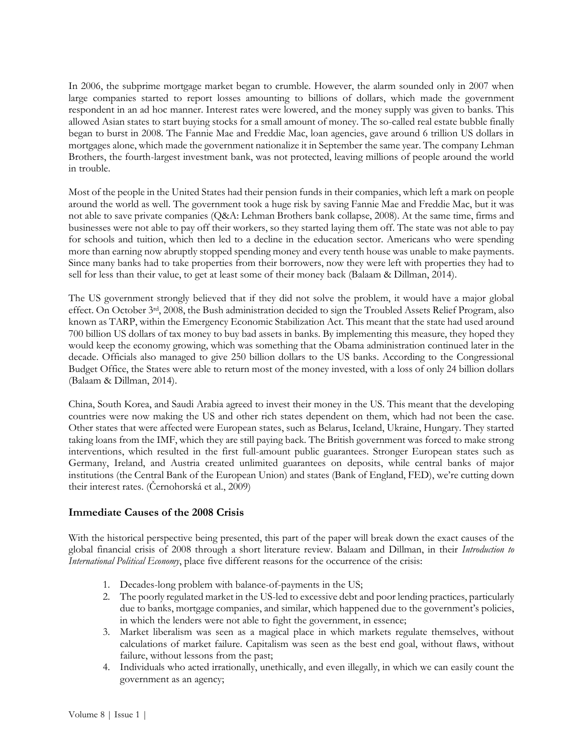In 2006, the subprime mortgage market began to crumble. However, the alarm sounded only in 2007 when large companies started to report losses amounting to billions of dollars, which made the government respondent in an ad hoc manner. Interest rates were lowered, and the money supply was given to banks. This allowed Asian states to start buying stocks for a small amount of money. The so-called real estate bubble finally began to burst in 2008. The Fannie Mae and Freddie Mac, loan agencies, gave around 6 trillion US dollars in mortgages alone, which made the government nationalize it in September the same year. The company Lehman Brothers, the fourth-largest investment bank, was not protected, leaving millions of people around the world in trouble.

Most of the people in the United States had their pension funds in their companies, which left a mark on people around the world as well. The government took a huge risk by saving Fannie Mae and Freddie Mac, but it was not able to save private companies (Q&A: Lehman Brothers bank collapse, 2008). At the same time, firms and businesses were not able to pay off their workers, so they started laying them off. The state was not able to pay for schools and tuition, which then led to a decline in the education sector. Americans who were spending more than earning now abruptly stopped spending money and every tenth house was unable to make payments. Since many banks had to take properties from their borrowers, now they were left with properties they had to sell for less than their value, to get at least some of their money back (Balaam & Dillman, 2014).

The US government strongly believed that if they did not solve the problem, it would have a major global effect. On October 3rd, 2008, the Bush administration decided to sign the Troubled Assets Relief Program, also known as TARP, within the Emergency Economic Stabilization Act. This meant that the state had used around 700 billion US dollars of tax money to buy bad assets in banks. By implementing this measure, they hoped they would keep the economy growing, which was something that the Obama administration continued later in the decade. Officials also managed to give 250 billion dollars to the US banks. According to the Congressional Budget Office, the States were able to return most of the money invested, with a loss of only 24 billion dollars (Balaam & Dillman, 2014).

China, South Korea, and Saudi Arabia agreed to invest their money in the US. This meant that the developing countries were now making the US and other rich states dependent on them, which had not been the case. Other states that were affected were European states, such as Belarus, Iceland, Ukraine, Hungary. They started taking loans from the IMF, which they are still paying back. The British government was forced to make strong interventions, which resulted in the first full-amount public guarantees. Stronger European states such as Germany, Ireland, and Austria created unlimited guarantees on deposits, while central banks of major institutions (the Central Bank of the European Union) and states (Bank of England, FED), we're cutting down their interest rates. (Černohorská et al., 2009)

## Immediate Causes of the 2008 Crisis

With the historical perspective being presented, this part of the paper will break down the exact causes of the global financial crisis of 2008 through a short literature review. Balaam and Dillman, in their *Introduction to International Political Economy*, place five different reasons for the occurrence of the crisis:

1. Decades-long problem with balance-of-payments in the US;
2. The poorly regulated market in the US-led to excessive debt and poor lending practices, particularly due to banks, mortgage companies, and similar, which happened due to the government's policies, in which the lenders were not able to fight the government, in essence;
3. Market liberalism was seen as a magical place in which markets regulate themselves, without calculations of market failure. Capitalism was seen as the best end goal, without flaws, without failure, without lessons from the past;
4. Individuals who acted irrationally, unethically, and even illegally, in which we can easily count the government as an agency;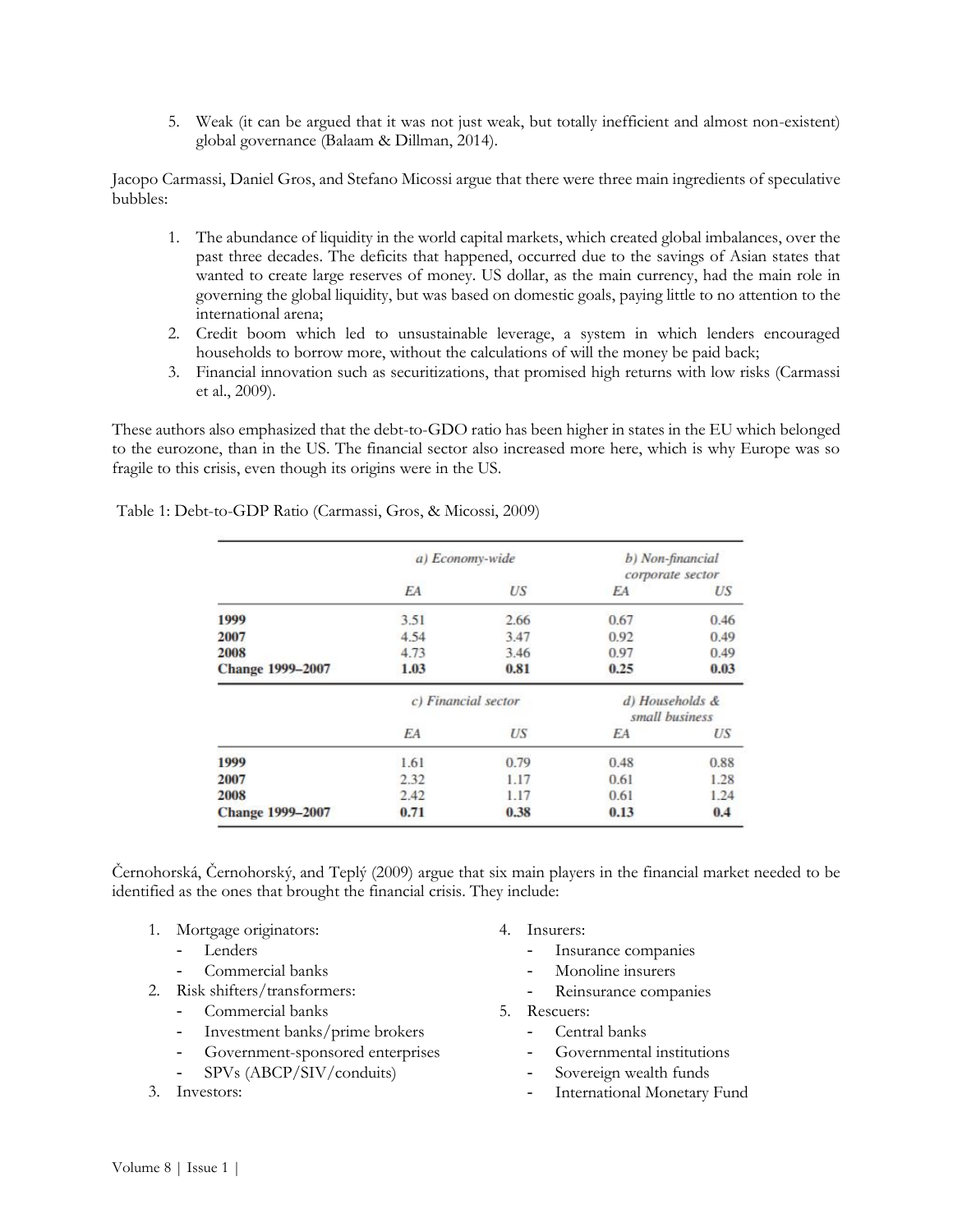5. Weak (it can be argued that it was not just weak, but totally inefficient and almost non-existent) global governance (Balaam & Dillman, 2014).

Jacopo Carmassi, Daniel Gros, and Stefano Micossi argue that there were three main ingredients of speculative bubbles:

1. The abundance of liquidity in the world capital markets, which created global imbalances, over the past three decades. The deficits that happened, occurred due to the savings of Asian states that wanted to create large reserves of money. US dollar, as the main currency, had the main role in governing the global liquidity, but was based on domestic goals, paying little to no attention to the international arena;
2. Credit boom which led to unsustainable leverage, a system in which lenders encouraged households to borrow more, without the calculations of will the money be paid back;
3. Financial innovation such as securitizations, that promised high returns with low risks (Carmassi et al., 2009).

These authors also emphasized that the debt-to-GDO ratio has been higher in states in the EU which belonged to the eurozone, than in the US. The financial sector also increased more here, which is why Europe was so fragile to this crisis, even though its origins were in the US.

Table 1: Debt-to-GDP Ratio (Carmassi, Gros, & Micossi, 2009)

| | *a) Economy-wide* | | *b) Non-financial corporate sector* | |
|---|---|---|---|---|
| | *EA* | *US* | *EA* | *US* |
| **1999** | 3.51 | 2.66 | 0.67 | 0.46 |
| **2007** | 4.54 | 3.47 | 0.92 | 0.49 |
| **2008** | 4.73 | 3.46 | 0.97 | 0.49 |
| **Change 1999–2007** | **1.03** | **0.81** | **0.25** | **0.03** |
| | *c) Financial sector* | | *d) Households & small business* | |
| | *EA* | *US* | *EA* | *US* |
| **1999** | 1.61 | 0.79 | 0.48 | 0.88 |
| **2007** | 2.32 | 1.17 | 0.61 | 1.28 |
| **2008** | 2.42 | 1.17 | 0.61 | 1.24 |
| **Change 1999–2007** | **0.71** | **0.38** | **0.13** | **0.4** |

Černohorská, Černohorský, and Teplý (2009) argue that six main players in the financial market needed to be identified as the ones that brought the financial crisis. They include:

1. Mortgage originators:
   - Lenders
   - Commercial banks
2. Risk shifters/transformers:
   - Commercial banks
   - Investment banks/prime brokers
   - Government-sponsored enterprises
   - SPVs (ABCP/SIV/conduits)
3. Investors:
4. Insurers:
   - Insurance companies
   - Monoline insurers
   - Reinsurance companies
5. Rescuers:
   - Central banks
   - Governmental institutions
   - Sovereign wealth funds
   - International Monetary Fund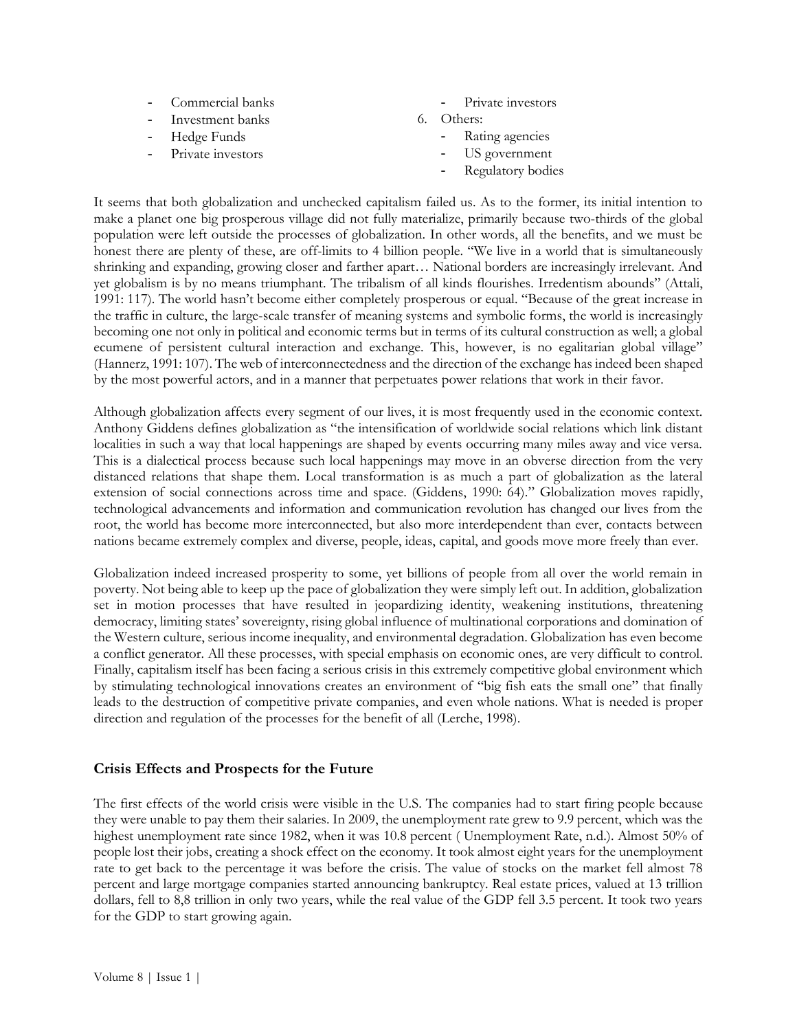- Commercial banks
- Investment banks
- Hedge Funds
- Private investors
- Private investors

6. Others:
    - Rating agencies
    - US government
    - Regulatory bodies

It seems that both globalization and unchecked capitalism failed us. As to the former, its initial intention to make a planet one big prosperous village did not fully materialize, primarily because two-thirds of the global population were left outside the processes of globalization. In other words, all the benefits, and we must be honest there are plenty of these, are off-limits to 4 billion people. "We live in a world that is simultaneously shrinking and expanding, growing closer and farther apart… National borders are increasingly irrelevant. And yet globalism is by no means triumphant. The tribalism of all kinds flourishes. Irredentism abounds" (Attali, 1991: 117). The world hasn't become either completely prosperous or equal. "Because of the great increase in the traffic in culture, the large-scale transfer of meaning systems and symbolic forms, the world is increasingly becoming one not only in political and economic terms but in terms of its cultural construction as well; a global ecumene of persistent cultural interaction and exchange. This, however, is no egalitarian global village" (Hannerz, 1991: 107). The web of interconnectedness and the direction of the exchange has indeed been shaped by the most powerful actors, and in a manner that perpetuates power relations that work in their favor.

Although globalization affects every segment of our lives, it is most frequently used in the economic context. Anthony Giddens defines globalization as "the intensification of worldwide social relations which link distant localities in such a way that local happenings are shaped by events occurring many miles away and vice versa. This is a dialectical process because such local happenings may move in an obverse direction from the very distanced relations that shape them. Local transformation is as much a part of globalization as the lateral extension of social connections across time and space. (Giddens, 1990: 64)." Globalization moves rapidly, technological advancements and information and communication revolution has changed our lives from the root, the world has become more interconnected, but also more interdependent than ever, contacts between nations became extremely complex and diverse, people, ideas, capital, and goods move more freely than ever.

Globalization indeed increased prosperity to some, yet billions of people from all over the world remain in poverty. Not being able to keep up the pace of globalization they were simply left out. In addition, globalization set in motion processes that have resulted in jeopardizing identity, weakening institutions, threatening democracy, limiting states' sovereignty, rising global influence of multinational corporations and domination of the Western culture, serious income inequality, and environmental degradation. Globalization has even become a conflict generator. All these processes, with special emphasis on economic ones, are very difficult to control. Finally, capitalism itself has been facing a serious crisis in this extremely competitive global environment which by stimulating technological innovations creates an environment of "big fish eats the small one" that finally leads to the destruction of competitive private companies, and even whole nations. What is needed is proper direction and regulation of the processes for the benefit of all (Lerche, 1998).

## Crisis Effects and Prospects for the Future

The first effects of the world crisis were visible in the U.S. The companies had to start firing people because they were unable to pay them their salaries. In 2009, the unemployment rate grew to 9.9 percent, which was the highest unemployment rate since 1982, when it was 10.8 percent ( Unemployment Rate, n.d.). Almost 50% of people lost their jobs, creating a shock effect on the economy. It took almost eight years for the unemployment rate to get back to the percentage it was before the crisis. The value of stocks on the market fell almost 78 percent and large mortgage companies started announcing bankruptcy. Real estate prices, valued at 13 trillion dollars, fell to 8,8 trillion in only two years, while the real value of the GDP fell 3.5 percent. It took two years for the GDP to start growing again.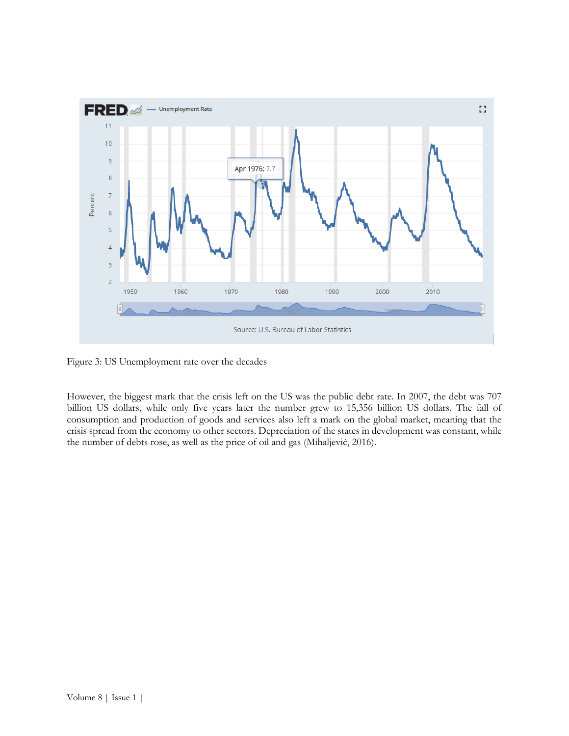Figure 3: US Unemployment rate over the decades

However, the biggest mark that the crisis left on the US was the public debt rate. In 2007, the debt was 707 billion US dollars, while only five years later the number grew to 15,356 billion US dollars. The fall of consumption and production of goods and services also left a mark on the global market, meaning that the crisis spread from the economy to other sectors. Depreciation of the states in development was constant, while the number of debts rose, as well as the price of oil and gas (Mihaljević, 2016).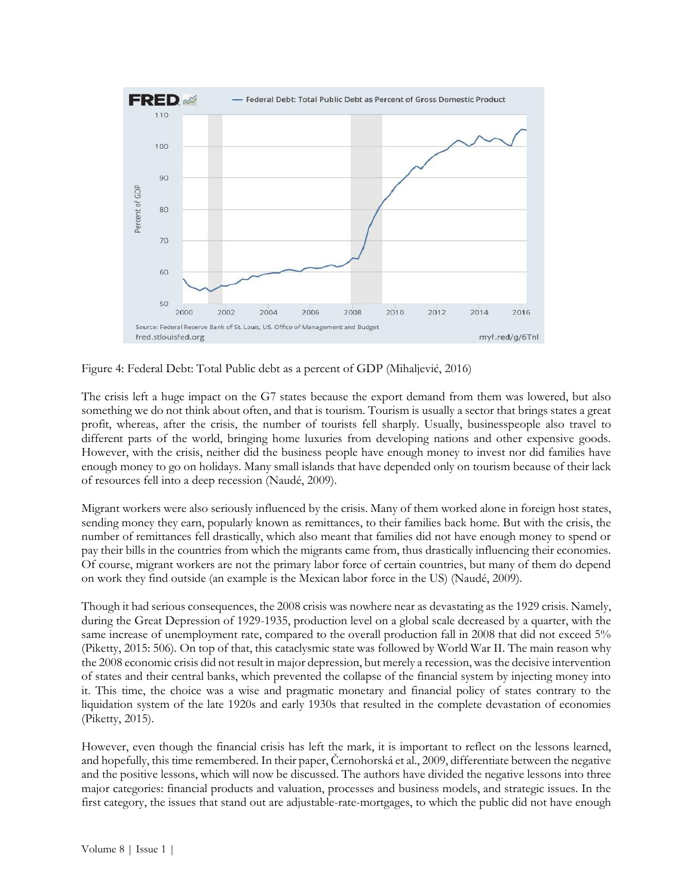Figure 4: Federal Debt: Total Public debt as a percent of GDP (Mihaljević, 2016)

The crisis left a huge impact on the G7 states because the export demand from them was lowered, but also something we do not think about often, and that is tourism. Tourism is usually a sector that brings states a great profit, whereas, after the crisis, the number of tourists fell sharply. Usually, businesspeople also travel to different parts of the world, bringing home luxuries from developing nations and other expensive goods. However, with the crisis, neither did the business people have enough money to invest nor did families have enough money to go on holidays. Many small islands that have depended only on tourism because of their lack of resources fell into a deep recession (Naudé, 2009).

Migrant workers were also seriously influenced by the crisis. Many of them worked alone in foreign host states, sending money they earn, popularly known as remittances, to their families back home. But with the crisis, the number of remittances fell drastically, which also meant that families did not have enough money to spend or pay their bills in the countries from which the migrants came from, thus drastically influencing their economies. Of course, migrant workers are not the primary labor force of certain countries, but many of them do depend on work they find outside (an example is the Mexican labor force in the US) (Naudé, 2009).

Though it had serious consequences, the 2008 crisis was nowhere near as devastating as the 1929 crisis. Namely, during the Great Depression of 1929-1935, production level on a global scale decreased by a quarter, with the same increase of unemployment rate, compared to the overall production fall in 2008 that did not exceed 5% (Piketty, 2015: 506). On top of that, this cataclysmic state was followed by World War II. The main reason why the 2008 economic crisis did not result in major depression, but merely a recession, was the decisive intervention of states and their central banks, which prevented the collapse of the financial system by injecting money into it. This time, the choice was a wise and pragmatic monetary and financial policy of states contrary to the liquidation system of the late 1920s and early 1930s that resulted in the complete devastation of economies (Piketty, 2015).

However, even though the financial crisis has left the mark, it is important to reflect on the lessons learned, and hopefully, this time remembered. In their paper, Černohorská et al., 2009, differentiate between the negative and the positive lessons, which will now be discussed. The authors have divided the negative lessons into three major categories: financial products and valuation, processes and business models, and strategic issues. In the first category, the issues that stand out are adjustable-rate-mortgages, to which the public did not have enough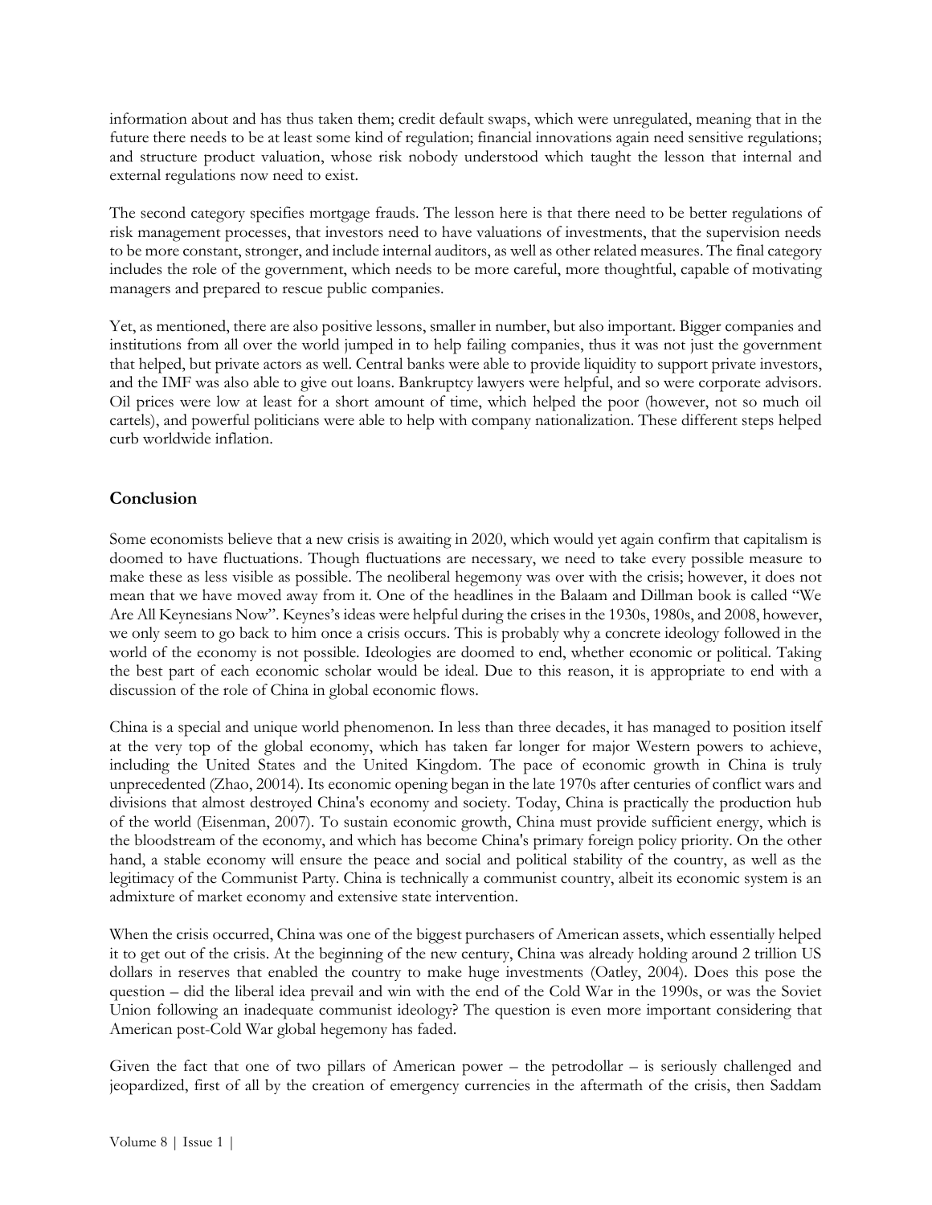information about and has thus taken them; credit default swaps, which were unregulated, meaning that in the future there needs to be at least some kind of regulation; financial innovations again need sensitive regulations; and structure product valuation, whose risk nobody understood which taught the lesson that internal and external regulations now need to exist.

The second category specifies mortgage frauds. The lesson here is that there need to be better regulations of risk management processes, that investors need to have valuations of investments, that the supervision needs to be more constant, stronger, and include internal auditors, as well as other related measures. The final category includes the role of the government, which needs to be more careful, more thoughtful, capable of motivating managers and prepared to rescue public companies.

Yet, as mentioned, there are also positive lessons, smaller in number, but also important. Bigger companies and institutions from all over the world jumped in to help failing companies, thus it was not just the government that helped, but private actors as well. Central banks were able to provide liquidity to support private investors, and the IMF was also able to give out loans. Bankruptcy lawyers were helpful, and so were corporate advisors. Oil prices were low at least for a short amount of time, which helped the poor (however, not so much oil cartels), and powerful politicians were able to help with company nationalization. These different steps helped curb worldwide inflation.

## Conclusion

Some economists believe that a new crisis is awaiting in 2020, which would yet again confirm that capitalism is doomed to have fluctuations. Though fluctuations are necessary, we need to take every possible measure to make these as less visible as possible. The neoliberal hegemony was over with the crisis; however, it does not mean that we have moved away from it. One of the headlines in the Balaam and Dillman book is called "We Are All Keynesians Now". Keynes's ideas were helpful during the crises in the 1930s, 1980s, and 2008, however, we only seem to go back to him once a crisis occurs. This is probably why a concrete ideology followed in the world of the economy is not possible. Ideologies are doomed to end, whether economic or political. Taking the best part of each economic scholar would be ideal. Due to this reason, it is appropriate to end with a discussion of the role of China in global economic flows.

China is a special and unique world phenomenon. In less than three decades, it has managed to position itself at the very top of the global economy, which has taken far longer for major Western powers to achieve, including the United States and the United Kingdom. The pace of economic growth in China is truly unprecedented (Zhao, 20014). Its economic opening began in the late 1970s after centuries of conflict wars and divisions that almost destroyed China's economy and society. Today, China is practically the production hub of the world (Eisenman, 2007). To sustain economic growth, China must provide sufficient energy, which is the bloodstream of the economy, and which has become China's primary foreign policy priority. On the other hand, a stable economy will ensure the peace and social and political stability of the country, as well as the legitimacy of the Communist Party. China is technically a communist country, albeit its economic system is an admixture of market economy and extensive state intervention.

When the crisis occurred, China was one of the biggest purchasers of American assets, which essentially helped it to get out of the crisis. At the beginning of the new century, China was already holding around 2 trillion US dollars in reserves that enabled the country to make huge investments (Oatley, 2004). Does this pose the question – did the liberal idea prevail and win with the end of the Cold War in the 1990s, or was the Soviet Union following an inadequate communist ideology? The question is even more important considering that American post-Cold War global hegemony has faded.

Given the fact that one of two pillars of American power – the petrodollar – is seriously challenged and jeopardized, first of all by the creation of emergency currencies in the aftermath of the crisis, then Saddam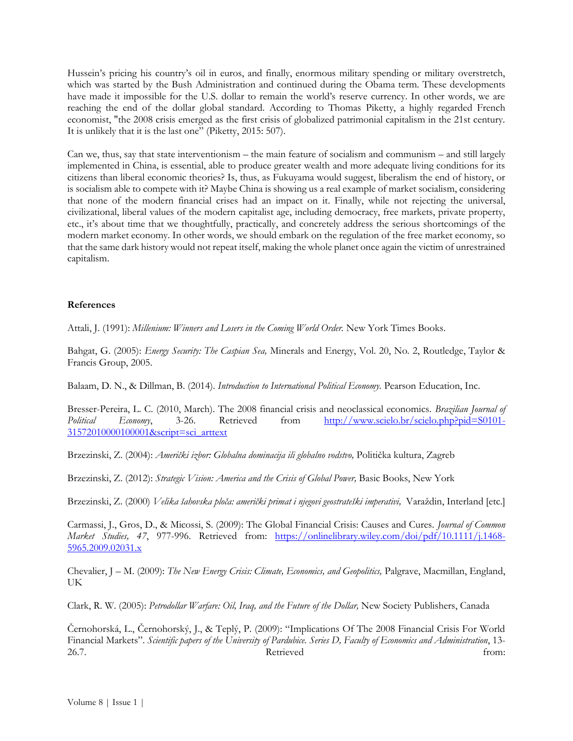Hussein's pricing his country's oil in euros, and finally, enormous military spending or military overstretch, which was started by the Bush Administration and continued during the Obama term. These developments have made it impossible for the U.S. dollar to remain the world's reserve currency. In other words, we are reaching the end of the dollar global standard. According to Thomas Piketty, a highly regarded French economist, "the 2008 crisis emerged as the first crisis of globalized patrimonial capitalism in the 21st century. It is unlikely that it is the last one" (Piketty, 2015: 507).

Can we, thus, say that state interventionism – the main feature of socialism and communism – and still largely implemented in China, is essential, able to produce greater wealth and more adequate living conditions for its citizens than liberal economic theories? Is, thus, as Fukuyama would suggest, liberalism the end of history, or is socialism able to compete with it? Maybe China is showing us a real example of market socialism, considering that none of the modern financial crises had an impact on it. Finally, while not rejecting the universal, civilizational, liberal values of the modern capitalist age, including democracy, free markets, private property, etc., it's about time that we thoughtfully, practically, and concretely address the serious shortcomings of the modern market economy. In other words, we should embark on the regulation of the free market economy, so that the same dark history would not repeat itself, making the whole planet once again the victim of unrestrained capitalism.

## References

Attali, J. (1991): *Millenium: Winners and Losers in the Coming World Order.* New York Times Books.

Bahgat, G. (2005): *Energy Security: The Caspian Sea,* Minerals and Energy, Vol. 20, No. 2, Routledge, Taylor & Francis Group, 2005.

Balaam, D. N., & Dillman, B. (2014). *Introduction to International Political Economy.* Pearson Education, Inc.

Bresser-Pereira, L. C. (2010, March). The 2008 financial crisis and neoclassical economics. *Brazilian Journal of Political Economy*, 3-26. Retrieved from http://www.scielo.br/scielo.php?pid=S0101-31572010000100001&script=sci_arttext

Brzezinski, Z. (2004): *Američki izbor: Globalna dominacija ili globalno vodstvo,* Politička kultura, Zagreb

Brzezinski, Z. (2012): *Strategic Vision: America and the Crisis of Global Power,* Basic Books, New York

Brzezinski, Z. (2000) *Velika šahovska ploča: američki primat i njegovi geostrateški imperativi,* Varaždin, Interland [etc.]

Carmassi, J., Gros, D., & Micossi, S. (2009): The Global Financial Crisis: Causes and Cures. *Journal of Common Market Studies, 47*, 977-996. Retrieved from: https://onlinelibrary.wiley.com/doi/pdf/10.1111/j.1468-5965.2009.02031.x

Chevalier, J – M. (2009): *The New Energy Crisis: Climate, Economics, and Geopolitics,* Palgrave, Macmillan, England, UK

Clark, R. W. (2005): *Petrodollar Warfare: Oil, Iraq, and the Future of the Dollar,* New Society Publishers, Canada

Černohorská, L., Černohorský, J., & Teplý, P. (2009): "Implications Of The 2008 Financial Crisis For World Financial Markets". *Scientific papers of the University of Pardubice. Series D, Faculty of Economics and Administration*, 13-26.7. Retrieved from: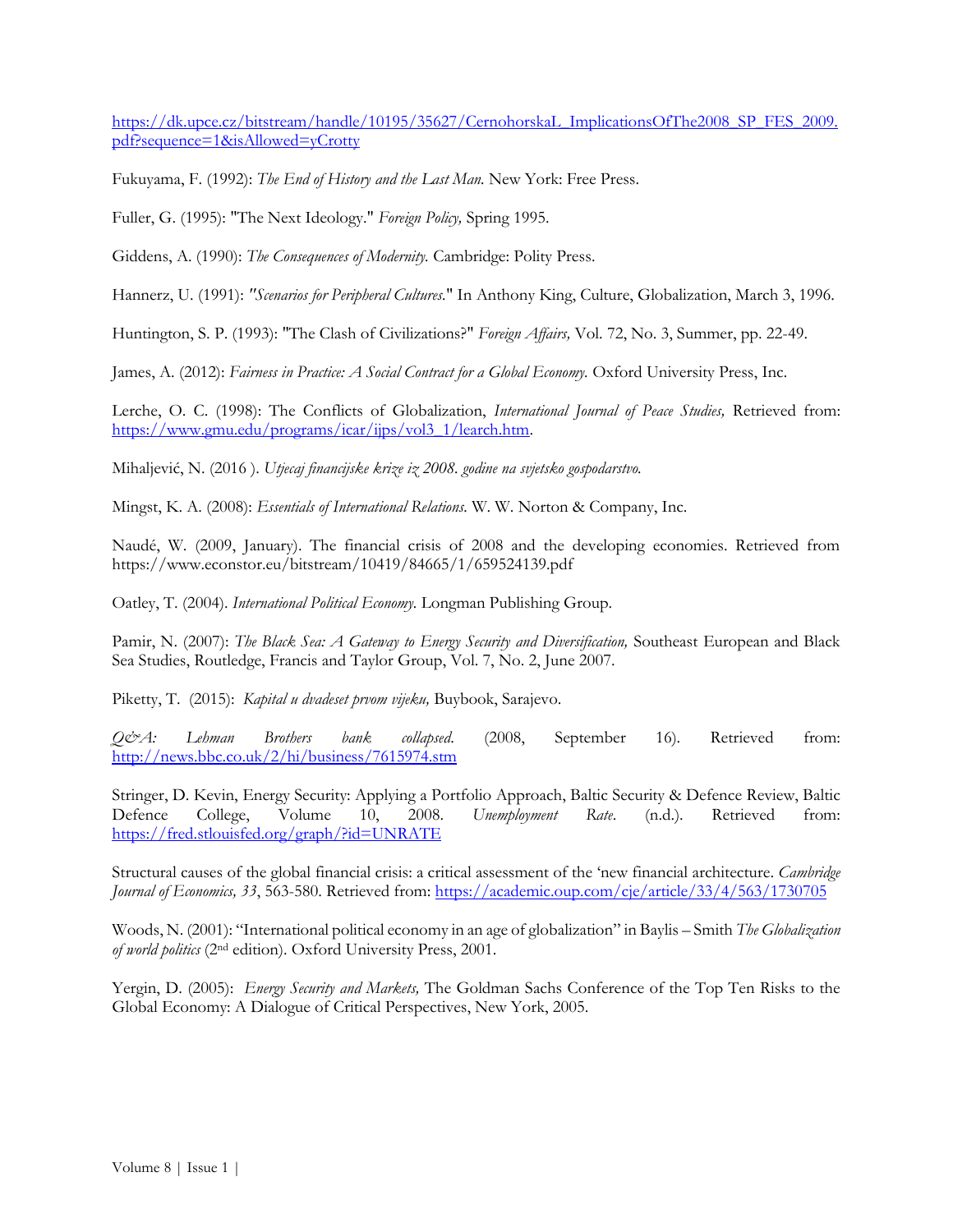https://dk.upce.cz/bitstream/handle/10195/35627/CernohorskaL_ImplicationsOfThe2008_SP_FES_2009.pdf?sequence=1&isAllowed=yCrotty

Fukuyama, F. (1992): *The End of History and the Last Man.* New York: Free Press.

Fuller, G. (1995): "The Next Ideology." *Foreign Policy,* Spring 1995.

Giddens, A. (1990): *The Consequences of Modernity.* Cambridge: Polity Press.

Hannerz, U. (1991): *"Scenarios for Peripheral Cultures.*" In Anthony King, Culture, Globalization, March 3, 1996.

Huntington, S. P. (1993): "The Clash of Civilizations?" *Foreign Affairs,* Vol. 72, No. 3, Summer, pp. 22-49.

James, A. (2012): *Fairness in Practice: A Social Contract for a Global Economy.* Oxford University Press, Inc.

Lerche, O. C. (1998): The Conflicts of Globalization, *International Journal of Peace Studies,* Retrieved from: https://www.gmu.edu/programs/icar/ijps/vol3_1/learch.htm.

Mihaljević, N. (2016 ). *Utjecaj financijske krize iz 2008. godine na svjetsko gospodarstvo.*

Mingst, K. A. (2008): *Essentials of International Relations.* W. W. Norton & Company, Inc.

Naudé, W. (2009, January). The financial crisis of 2008 and the developing economies. Retrieved from https://www.econstor.eu/bitstream/10419/84665/1/659524139.pdf

Oatley, T. (2004). *International Political Economy.* Longman Publishing Group.

Pamir, N. (2007): *The Black Sea: A Gateway to Energy Security and Diversification,* Southeast European and Black Sea Studies, Routledge, Francis and Taylor Group, Vol. 7, No. 2, June 2007.

Piketty, T. (2015): *Kapital u dvadeset prvom vijeku,* Buybook, Sarajevo.

*Q&A: Lehman Brothers bank collapsed.* (2008, September 16). Retrieved from: http://news.bbc.co.uk/2/hi/business/7615974.stm

Stringer, D. Kevin, Energy Security: Applying a Portfolio Approach, Baltic Security & Defence Review, Baltic Defence College, Volume 10, 2008. *Unemployment Rate.* (n.d.). Retrieved from: https://fred.stlouisfed.org/graph/?id=UNRATE

Structural causes of the global financial crisis: a critical assessment of the 'new financial architecture. *Cambridge Journal of Economics, 33*, 563-580. Retrieved from: https://academic.oup.com/cje/article/33/4/563/1730705

Woods, N. (2001): "International political economy in an age of globalization" in Baylis – Smith *The Globalization of world politics* (2nd edition). Oxford University Press, 2001.

Yergin, D. (2005): *Energy Security and Markets,* The Goldman Sachs Conference of the Top Ten Risks to the Global Economy: A Dialogue of Critical Perspectives, New York, 2005.